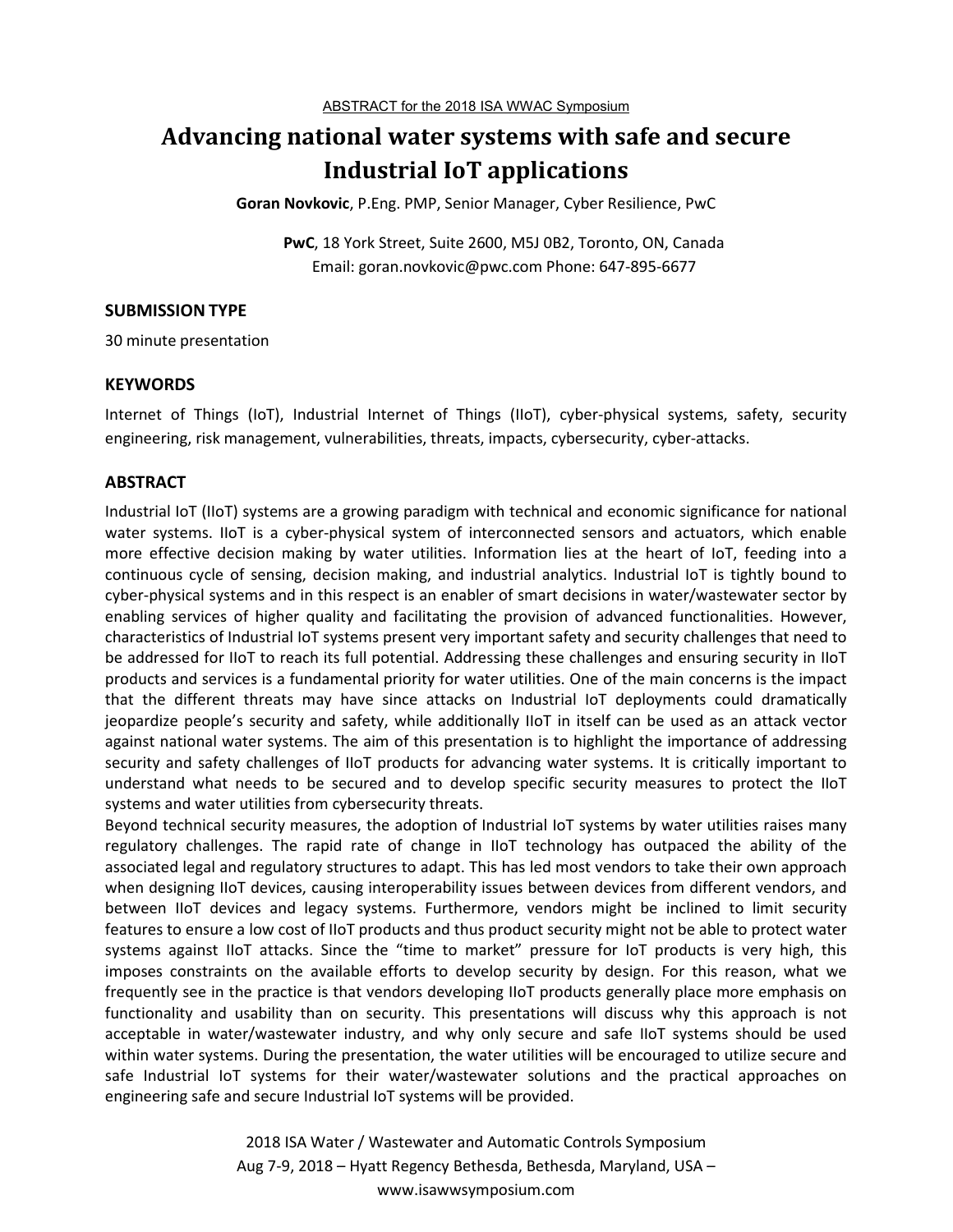ABSTRACT for the 2018 ISA WWAC Symposium

# Advancing national water systems with safe and secure Industrial IoT applications

**Goran Novkovic**, P.Eng. PMP, Senior Manager, Cyber Resilience, PwC

**PwC**, 18 York Street, Suite 2600, M5J 0B2, Toronto, ON, Canada
Email: goran.novkovic@pwc.com Phone: 647-895-6677

## SUBMISSION TYPE

30 minute presentation

## KEYWORDS

Internet of Things (IoT), Industrial Internet of Things (IIoT), cyber-physical systems, safety, security engineering, risk management, vulnerabilities, threats, impacts, cybersecurity, cyber-attacks.

## ABSTRACT

Industrial IoT (IIoT) systems are a growing paradigm with technical and economic significance for national water systems. IIoT is a cyber-physical system of interconnected sensors and actuators, which enable more effective decision making by water utilities. Information lies at the heart of IoT, feeding into a continuous cycle of sensing, decision making, and industrial analytics. Industrial IoT is tightly bound to cyber-physical systems and in this respect is an enabler of smart decisions in water/wastewater sector by enabling services of higher quality and facilitating the provision of advanced functionalities. However, characteristics of Industrial IoT systems present very important safety and security challenges that need to be addressed for IIoT to reach its full potential. Addressing these challenges and ensuring security in IIoT products and services is a fundamental priority for water utilities. One of the main concerns is the impact that the different threats may have since attacks on Industrial IoT deployments could dramatically jeopardize people's security and safety, while additionally IIoT in itself can be used as an attack vector against national water systems. The aim of this presentation is to highlight the importance of addressing security and safety challenges of IIoT products for advancing water systems. It is critically important to understand what needs to be secured and to develop specific security measures to protect the IIoT systems and water utilities from cybersecurity threats.

Beyond technical security measures, the adoption of Industrial IoT systems by water utilities raises many regulatory challenges. The rapid rate of change in IIoT technology has outpaced the ability of the associated legal and regulatory structures to adapt. This has led most vendors to take their own approach when designing IIoT devices, causing interoperability issues between devices from different vendors, and between IIoT devices and legacy systems. Furthermore, vendors might be inclined to limit security features to ensure a low cost of IIoT products and thus product security might not be able to protect water systems against IIoT attacks. Since the "time to market" pressure for IoT products is very high, this imposes constraints on the available efforts to develop security by design. For this reason, what we frequently see in the practice is that vendors developing IIoT products generally place more emphasis on functionality and usability than on security. This presentations will discuss why this approach is not acceptable in water/wastewater industry, and why only secure and safe IIoT systems should be used within water systems. During the presentation, the water utilities will be encouraged to utilize secure and safe Industrial IoT systems for their water/wastewater solutions and the practical approaches on engineering safe and secure Industrial IoT systems will be provided.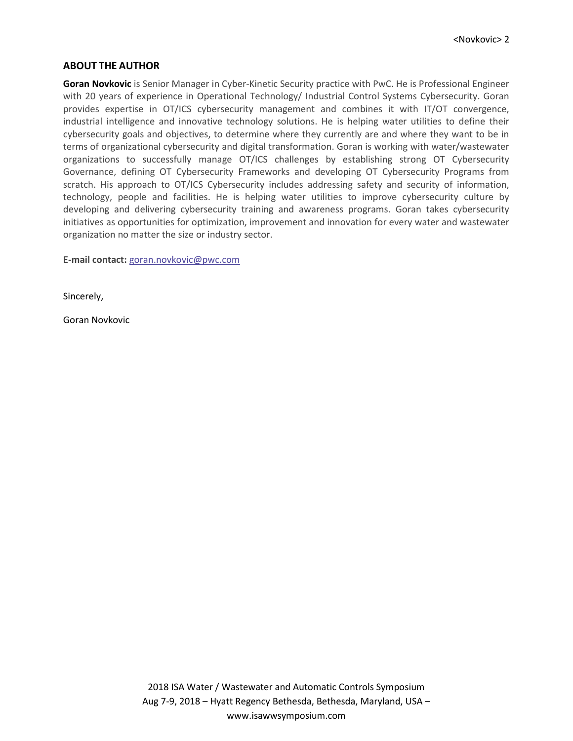## ABOUT THE AUTHOR

**Goran Novkovic** is Senior Manager in Cyber-Kinetic Security practice with PwC. He is Professional Engineer with 20 years of experience in Operational Technology/ Industrial Control Systems Cybersecurity. Goran provides expertise in OT/ICS cybersecurity management and combines it with IT/OT convergence, industrial intelligence and innovative technology solutions. He is helping water utilities to define their cybersecurity goals and objectives, to determine where they currently are and where they want to be in terms of organizational cybersecurity and digital transformation. Goran is working with water/wastewater organizations to successfully manage OT/ICS challenges by establishing strong OT Cybersecurity Governance, defining OT Cybersecurity Frameworks and developing OT Cybersecurity Programs from scratch. His approach to OT/ICS Cybersecurity includes addressing safety and security of information, technology, people and facilities. He is helping water utilities to improve cybersecurity culture by developing and delivering cybersecurity training and awareness programs. Goran takes cybersecurity initiatives as opportunities for optimization, improvement and innovation for every water and wastewater organization no matter the size or industry sector.

**E-mail contact:** goran.novkovic@pwc.com

Sincerely,

Goran Novkovic